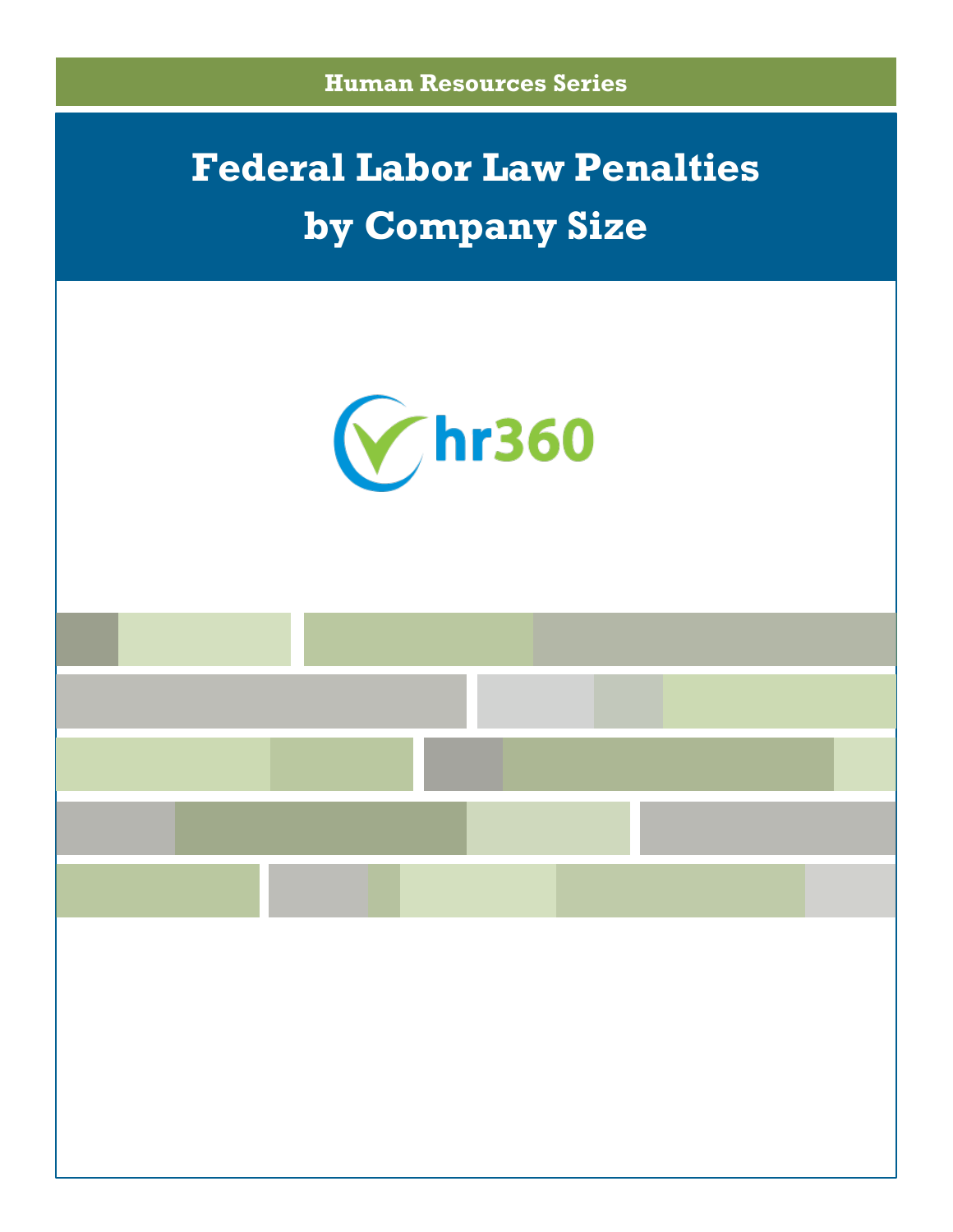Human Resources Series

# Federal Labor Law Penalties by Company Size

hr360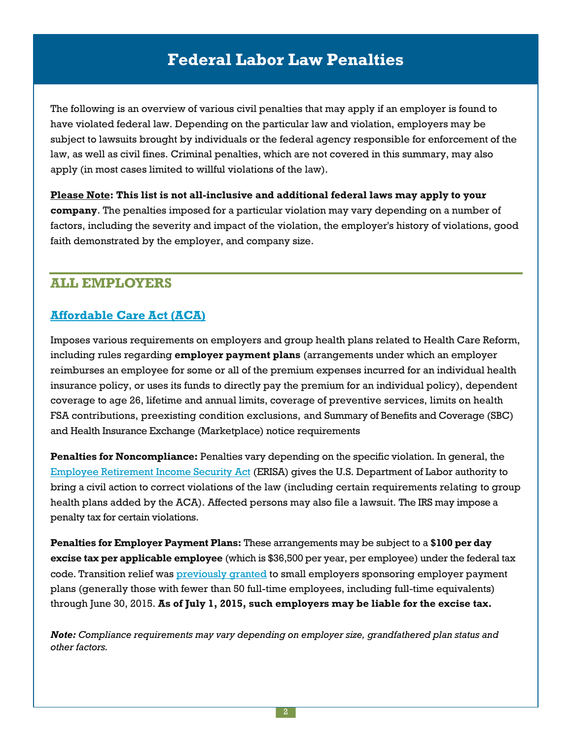# Federal Labor Law Penalties

The following is an overview of various civil penalties that may apply if an employer is found to have violated federal law. Depending on the particular law and violation, employers may be subject to lawsuits brought by individuals or the federal agency responsible for enforcement of the law, as well as civil fines. Criminal penalties, which are not covered in this summary, may also apply (in most cases limited to willful violations of the law).

**Please Note: This list is not all-inclusive and additional federal laws may apply to your company**. The penalties imposed for a particular violation may vary depending on a number of factors, including the severity and impact of the violation, the employer's history of violations, good faith demonstrated by the employer, and company size.

## ALL EMPLOYERS

### Affordable Care Act (ACA)

Imposes various requirements on employers and group health plans related to Health Care Reform, including rules regarding **employer payment plans** (arrangements under which an employer reimburses an employee for some or all of the premium expenses incurred for an individual health insurance policy, or uses its funds to directly pay the premium for an individual policy), dependent coverage to age 26, lifetime and annual limits, coverage of preventive services, limits on health FSA contributions, preexisting condition exclusions, and Summary of Benefits and Coverage (SBC) and Health Insurance Exchange (Marketplace) notice requirements

**Penalties for Noncompliance:** Penalties vary depending on the specific violation. In general, the Employee Retirement Income Security Act (ERISA) gives the U.S. Department of Labor authority to bring a civil action to correct violations of the law (including certain requirements relating to group health plans added by the ACA). Affected persons may also file a lawsuit. The IRS may impose a penalty tax for certain violations.

**Penalties for Employer Payment Plans:** These arrangements may be subject to a **$100 per day excise tax per applicable employee** (which is $36,500 per year, per employee) under the federal tax code. Transition relief was previously granted to small employers sponsoring employer payment plans (generally those with fewer than 50 full-time employees, including full-time equivalents) through June 30, 2015. **As of July 1, 2015, such employers may be liable for the excise tax.**

***Note:*** *Compliance requirements may vary depending on employer size, grandfathered plan status and other factors.*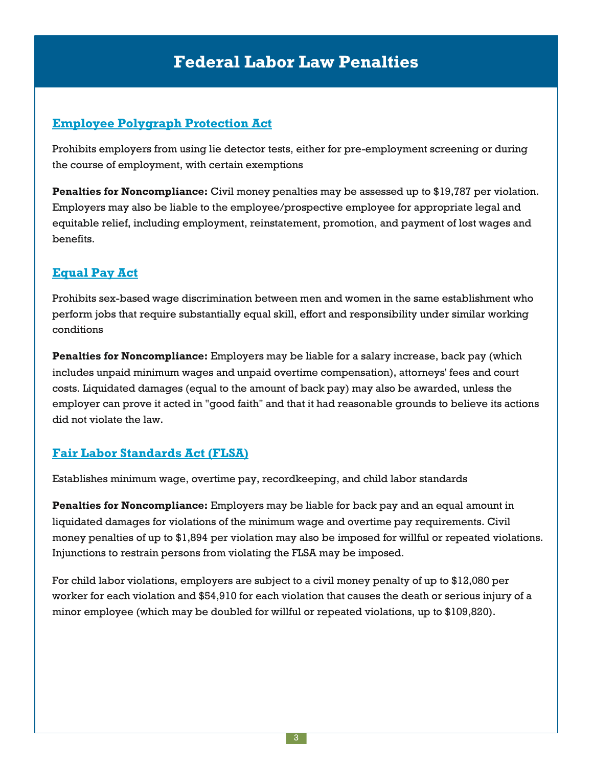# Federal Labor Law Penalties

## Employee Polygraph Protection Act

Prohibits employers from using lie detector tests, either for pre-employment screening or during the course of employment, with certain exemptions

**Penalties for Noncompliance:** Civil money penalties may be assessed up to $19,787 per violation. Employers may also be liable to the employee/prospective employee for appropriate legal and equitable relief, including employment, reinstatement, promotion, and payment of lost wages and benefits.

## Equal Pay Act

Prohibits sex-based wage discrimination between men and women in the same establishment who perform jobs that require substantially equal skill, effort and responsibility under similar working conditions

**Penalties for Noncompliance:** Employers may be liable for a salary increase, back pay (which includes unpaid minimum wages and unpaid overtime compensation), attorneys' fees and court costs. Liquidated damages (equal to the amount of back pay) may also be awarded, unless the employer can prove it acted in "good faith" and that it had reasonable grounds to believe its actions did not violate the law.

## Fair Labor Standards Act (FLSA)

Establishes minimum wage, overtime pay, recordkeeping, and child labor standards

**Penalties for Noncompliance:** Employers may be liable for back pay and an equal amount in liquidated damages for violations of the minimum wage and overtime pay requirements. Civil money penalties of up to $1,894 per violation may also be imposed for willful or repeated violations. Injunctions to restrain persons from violating the FLSA may be imposed.

For child labor violations, employers are subject to a civil money penalty of up to $12,080 per worker for each violation and $54,910 for each violation that causes the death or serious injury of a minor employee (which may be doubled for willful or repeated violations, up to $109,820).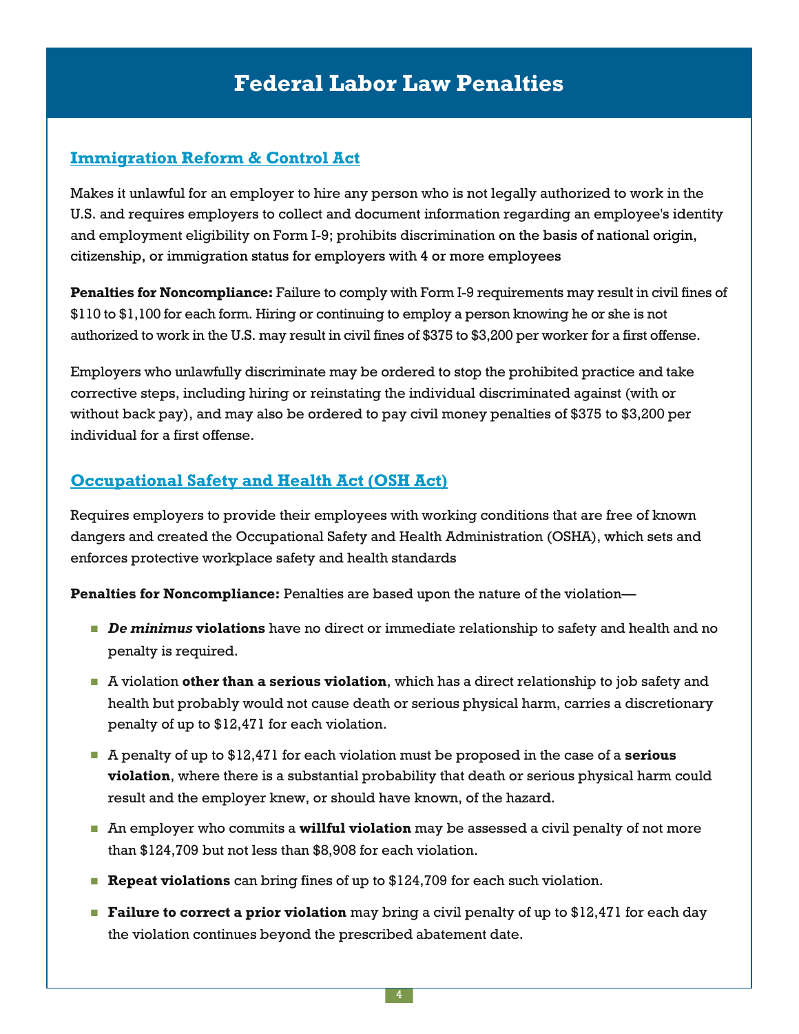# Federal Labor Law Penalties

## Immigration Reform & Control Act

Makes it unlawful for an employer to hire any person who is not legally authorized to work in the U.S. and requires employers to collect and document information regarding an employee's identity and employment eligibility on Form I-9; prohibits discrimination on the basis of national origin, citizenship, or immigration status for employers with 4 or more employees

**Penalties for Noncompliance:** Failure to comply with Form I-9 requirements may result in civil fines of $110 to $1,100 for each form. Hiring or continuing to employ a person knowing he or she is not authorized to work in the U.S. may result in civil fines of $375 to $3,200 per worker for a first offense.

Employers who unlawfully discriminate may be ordered to stop the prohibited practice and take corrective steps, including hiring or reinstating the individual discriminated against (with or without back pay), and may also be ordered to pay civil money penalties of $375 to $3,200 per individual for a first offense.

## Occupational Safety and Health Act (OSH Act)

Requires employers to provide their employees with working conditions that are free of known dangers and created the Occupational Safety and Health Administration (OSHA), which sets and enforces protective workplace safety and health standards

**Penalties for Noncompliance:** Penalties are based upon the nature of the violation—

- ***De minimus* violations** have no direct or immediate relationship to safety and health and no penalty is required.
- A violation **other than a serious violation**, which has a direct relationship to job safety and health but probably would not cause death or serious physical harm, carries a discretionary penalty of up to $12,471 for each violation.
- A penalty of up to $12,471 for each violation must be proposed in the case of a **serious violation**, where there is a substantial probability that death or serious physical harm could result and the employer knew, or should have known, of the hazard.
- An employer who commits a **willful violation** may be assessed a civil penalty of not more than $124,709 but not less than $8,908 for each violation.
- **Repeat violations** can bring fines of up to $124,709 for each such violation.
- **Failure to correct a prior violation** may bring a civil penalty of up to $12,471 for each day the violation continues beyond the prescribed abatement date.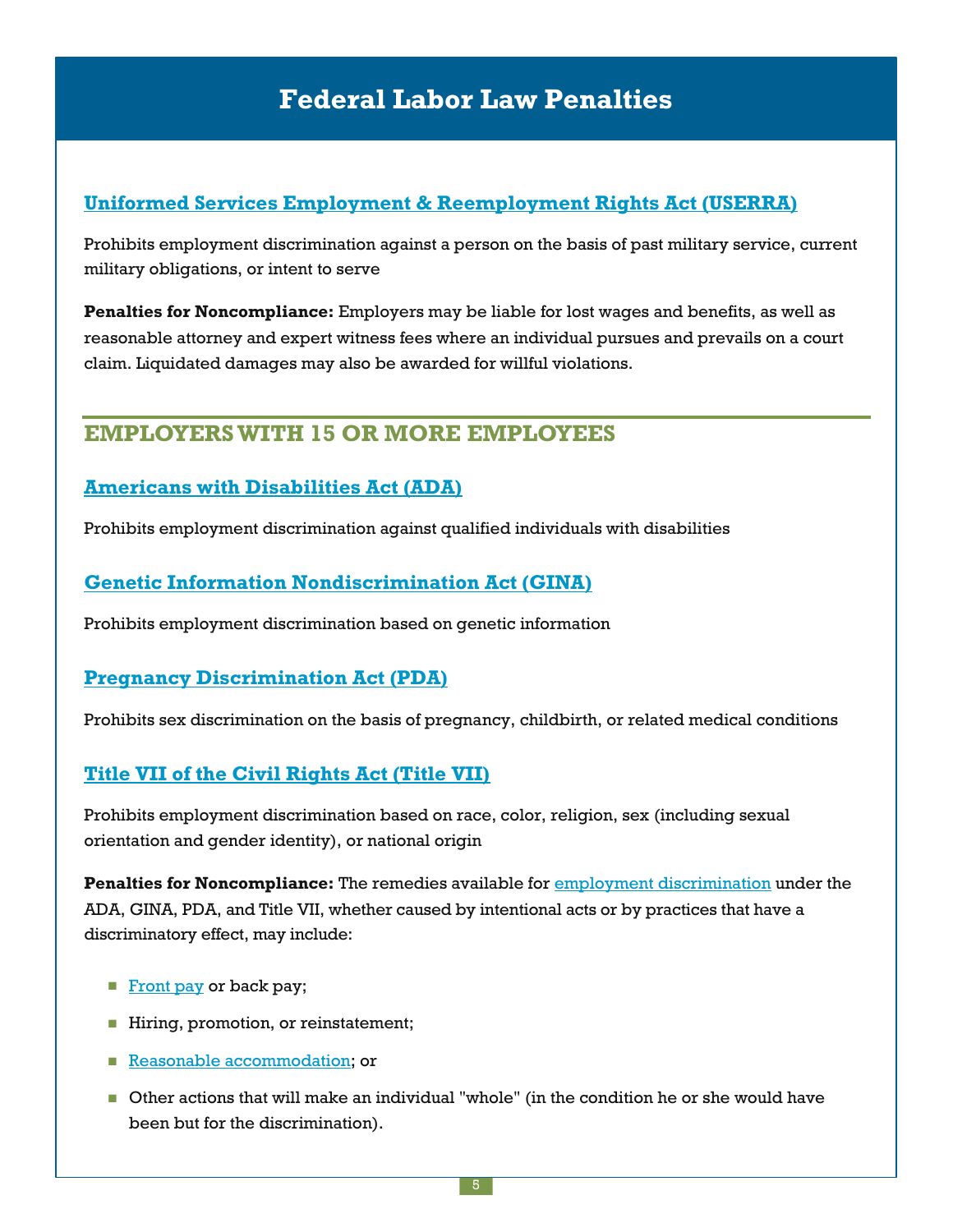# Federal Labor Law Penalties

### Uniformed Services Employment & Reemployment Rights Act (USERRA)

Prohibits employment discrimination against a person on the basis of past military service, current military obligations, or intent to serve

**Penalties for Noncompliance:** Employers may be liable for lost wages and benefits, as well as reasonable attorney and expert witness fees where an individual pursues and prevails on a court claim. Liquidated damages may also be awarded for willful violations.

## EMPLOYERS WITH 15 OR MORE EMPLOYEES

### Americans with Disabilities Act (ADA)

Prohibits employment discrimination against qualified individuals with disabilities

### Genetic Information Nondiscrimination Act (GINA)

Prohibits employment discrimination based on genetic information

### Pregnancy Discrimination Act (PDA)

Prohibits sex discrimination on the basis of pregnancy, childbirth, or related medical conditions

### Title VII of the Civil Rights Act (Title VII)

Prohibits employment discrimination based on race, color, religion, sex (including sexual orientation and gender identity), or national origin

**Penalties for Noncompliance:** The remedies available for employment discrimination under the ADA, GINA, PDA, and Title VII, whether caused by intentional acts or by practices that have a discriminatory effect, may include:

- Front pay or back pay;
- Hiring, promotion, or reinstatement;
- Reasonable accommodation; or
- Other actions that will make an individual "whole" (in the condition he or she would have been but for the discrimination).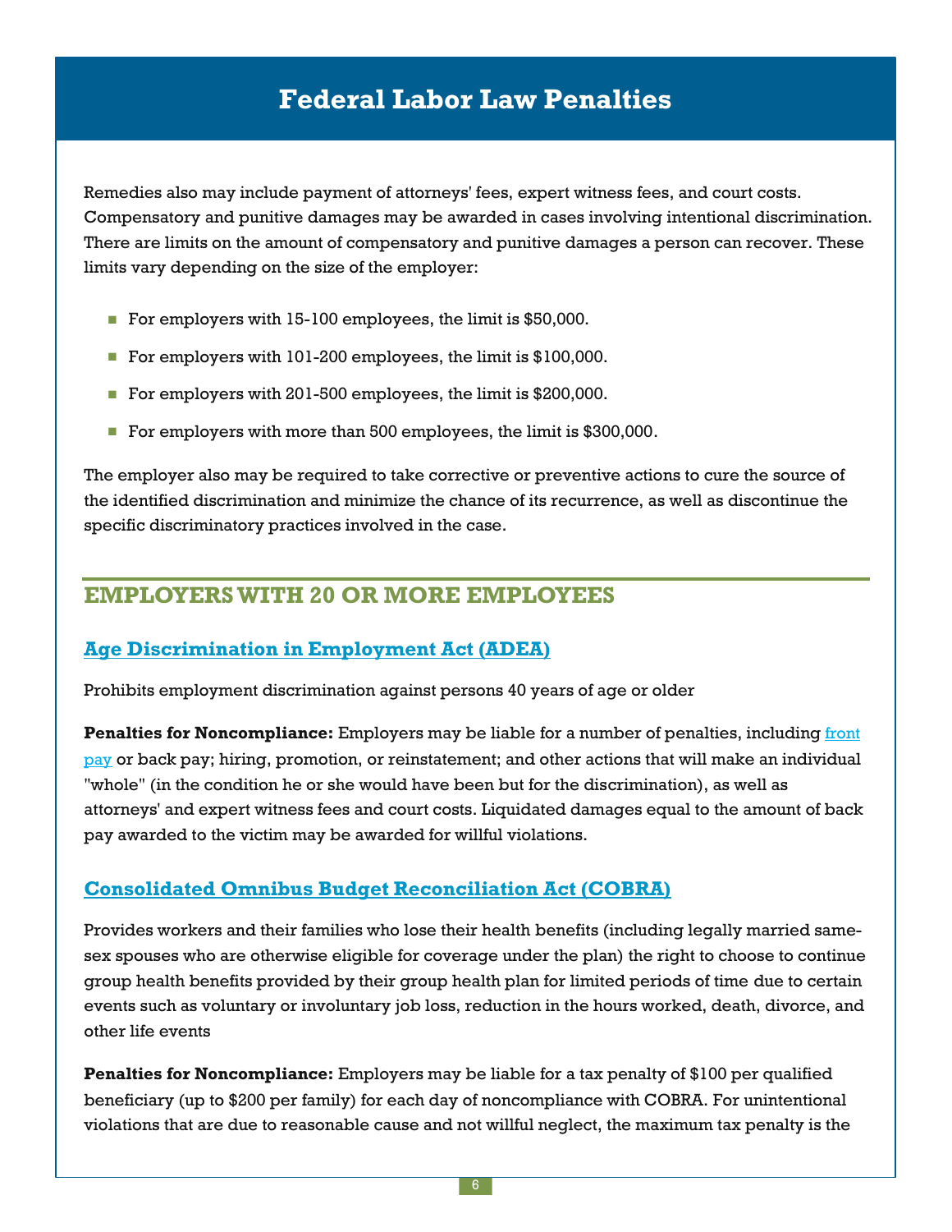# Federal Labor Law Penalties

Remedies also may include payment of attorneys' fees, expert witness fees, and court costs. Compensatory and punitive damages may be awarded in cases involving intentional discrimination. There are limits on the amount of compensatory and punitive damages a person can recover. These limits vary depending on the size of the employer:

- For employers with 15-100 employees, the limit is $50,000.
- For employers with 101-200 employees, the limit is $100,000.
- For employers with 201-500 employees, the limit is $200,000.
- For employers with more than 500 employees, the limit is $300,000.

The employer also may be required to take corrective or preventive actions to cure the source of the identified discrimination and minimize the chance of its recurrence, as well as discontinue the specific discriminatory practices involved in the case.

## EMPLOYERS WITH 20 OR MORE EMPLOYEES

### Age Discrimination in Employment Act (ADEA)

Prohibits employment discrimination against persons 40 years of age or older

**Penalties for Noncompliance:** Employers may be liable for a number of penalties, including front pay or back pay; hiring, promotion, or reinstatement; and other actions that will make an individual "whole" (in the condition he or she would have been but for the discrimination), as well as attorneys' and expert witness fees and court costs. Liquidated damages equal to the amount of back pay awarded to the victim may be awarded for willful violations.

### Consolidated Omnibus Budget Reconciliation Act (COBRA)

Provides workers and their families who lose their health benefits (including legally married same-sex spouses who are otherwise eligible for coverage under the plan) the right to choose to continue group health benefits provided by their group health plan for limited periods of time due to certain events such as voluntary or involuntary job loss, reduction in the hours worked, death, divorce, and other life events

**Penalties for Noncompliance:** Employers may be liable for a tax penalty of $100 per qualified beneficiary (up to $200 per family) for each day of noncompliance with COBRA. For unintentional violations that are due to reasonable cause and not willful neglect, the maximum tax penalty is the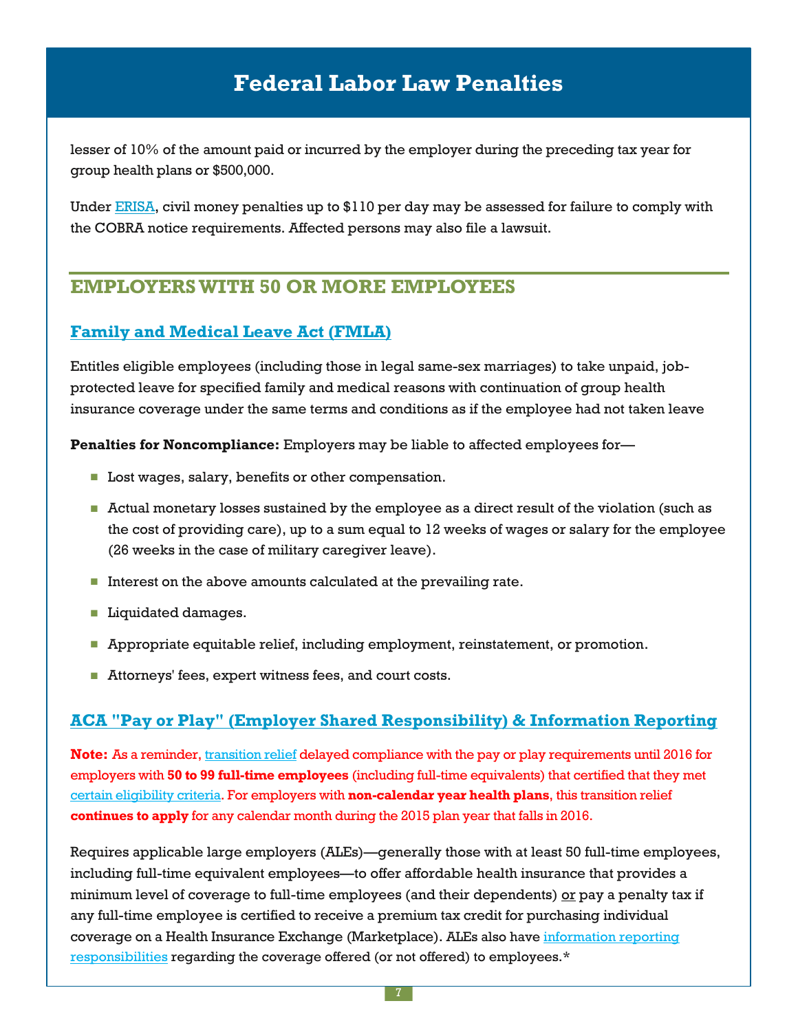lesser of 10% of the amount paid or incurred by the employer during the preceding tax year for group health plans or $500,000.

Under ERISA, civil money penalties up to $110 per day may be assessed for failure to comply with the COBRA notice requirements. Affected persons may also file a lawsuit.

## EMPLOYERS WITH 50 OR MORE EMPLOYEES

### Family and Medical Leave Act (FMLA)

Entitles eligible employees (including those in legal same-sex marriages) to take unpaid, job-protected leave for specified family and medical reasons with continuation of group health insurance coverage under the same terms and conditions as if the employee had not taken leave

**Penalties for Noncompliance:** Employers may be liable to affected employees for—

- Lost wages, salary, benefits or other compensation.
- Actual monetary losses sustained by the employee as a direct result of the violation (such as the cost of providing care), up to a sum equal to 12 weeks of wages or salary for the employee (26 weeks in the case of military caregiver leave).
- Interest on the above amounts calculated at the prevailing rate.
- Liquidated damages.
- Appropriate equitable relief, including employment, reinstatement, or promotion.
- Attorneys' fees, expert witness fees, and court costs.

### ACA "Pay or Play" (Employer Shared Responsibility) & Information Reporting

**Note:** As a reminder, transition relief delayed compliance with the pay or play requirements until 2016 for employers with **50 to 99 full-time employees** (including full-time equivalents) that certified that they met certain eligibility criteria. For employers with **non-calendar year health plans**, this transition relief **continues to apply** for any calendar month during the 2015 plan year that falls in 2016.

Requires applicable large employers (ALEs)—generally those with at least 50 full-time employees, including full-time equivalent employees—to offer affordable health insurance that provides a minimum level of coverage to full-time employees (and their dependents) or pay a penalty tax if any full-time employee is certified to receive a premium tax credit for purchasing individual coverage on a Health Insurance Exchange (Marketplace). ALEs also have information reporting responsibilities regarding the coverage offered (or not offered) to employees.*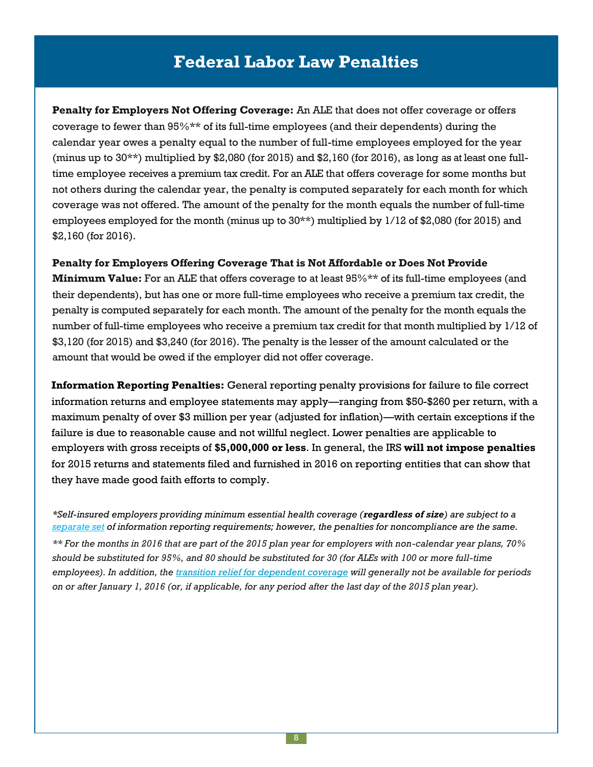# Federal Labor Law Penalties

**Penalty for Employers Not Offering Coverage:** An ALE that does not offer coverage or offers coverage to fewer than 95%** of its full-time employees (and their dependents) during the calendar year owes a penalty equal to the number of full-time employees employed for the year (minus up to 30**) multiplied by $2,080 (for 2015) and $2,160 (for 2016), as long as at least one full-time employee receives a premium tax credit. For an ALE that offers coverage for some months but not others during the calendar year, the penalty is computed separately for each month for which coverage was not offered. The amount of the penalty for the month equals the number of full-time employees employed for the month (minus up to 30**) multiplied by 1/12 of $2,080 (for 2015) and $2,160 (for 2016).

**Penalty for Employers Offering Coverage That is Not Affordable or Does Not Provide Minimum Value:** For an ALE that offers coverage to at least 95%** of its full-time employees (and their dependents), but has one or more full-time employees who receive a premium tax credit, the penalty is computed separately for each month. The amount of the penalty for the month equals the number of full-time employees who receive a premium tax credit for that month multiplied by 1/12 of $3,120 (for 2015) and $3,240 (for 2016). The penalty is the lesser of the amount calculated or the amount that would be owed if the employer did not offer coverage.

**Information Reporting Penalties:** General reporting penalty provisions for failure to file correct information returns and employee statements may apply—ranging from $50-$260 per return, with a maximum penalty of over $3 million per year (adjusted for inflation)—with certain exceptions if the failure is due to reasonable cause and not willful neglect. Lower penalties are applicable to employers with gross receipts of **$5,000,000 or less**. In general, the IRS **will not impose penalties** for 2015 returns and statements filed and furnished in 2016 on reporting entities that can show that they have made good faith efforts to comply.

*\*Self-insured employers providing minimum essential health coverage (**regardless of size**) are subject to a separate set of information reporting requirements; however, the penalties for noncompliance are the same.*

*\*\* For the months in 2016 that are part of the 2015 plan year for employers with non-calendar year plans, 70% should be substituted for 95%, and 80 should be substituted for 30 (for ALEs with 100 or more full-time employees). In addition, the transition relief for dependent coverage will generally not be available for periods on or after January 1, 2016 (or, if applicable, for any period after the last day of the 2015 plan year).*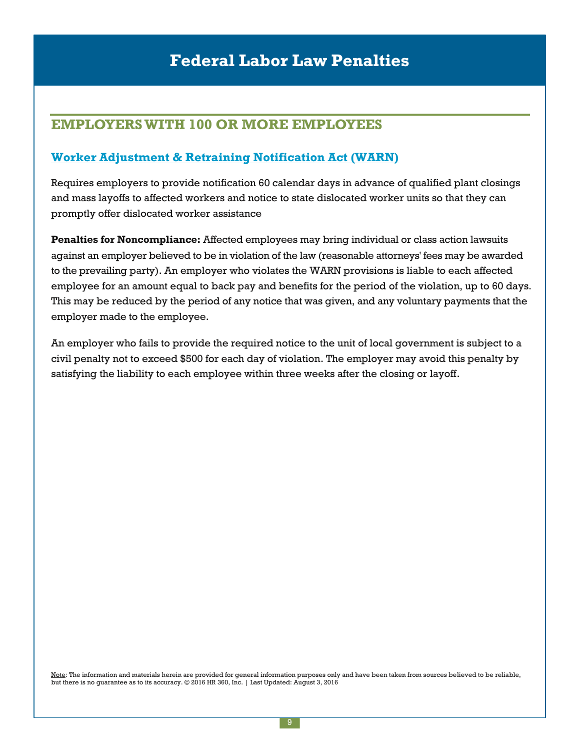# Federal Labor Law Penalties

## EMPLOYERS WITH 100 OR MORE EMPLOYEES

### Worker Adjustment & Retraining Notification Act (WARN)

Requires employers to provide notification 60 calendar days in advance of qualified plant closings and mass layoffs to affected workers and notice to state dislocated worker units so that they can promptly offer dislocated worker assistance

**Penalties for Noncompliance:** Affected employees may bring individual or class action lawsuits against an employer believed to be in violation of the law (reasonable attorneys' fees may be awarded to the prevailing party). An employer who violates the WARN provisions is liable to each affected employee for an amount equal to back pay and benefits for the period of the violation, up to 60 days. This may be reduced by the period of any notice that was given, and any voluntary payments that the employer made to the employee.

An employer who fails to provide the required notice to the unit of local government is subject to a civil penalty not to exceed $500 for each day of violation. The employer may avoid this penalty by satisfying the liability to each employee within three weeks after the closing or layoff.

Note: The information and materials herein are provided for general information purposes only and have been taken from sources believed to be reliable, but there is no guarantee as to its accuracy. © 2016 HR 360, Inc. | Last Updated: August 3, 2016